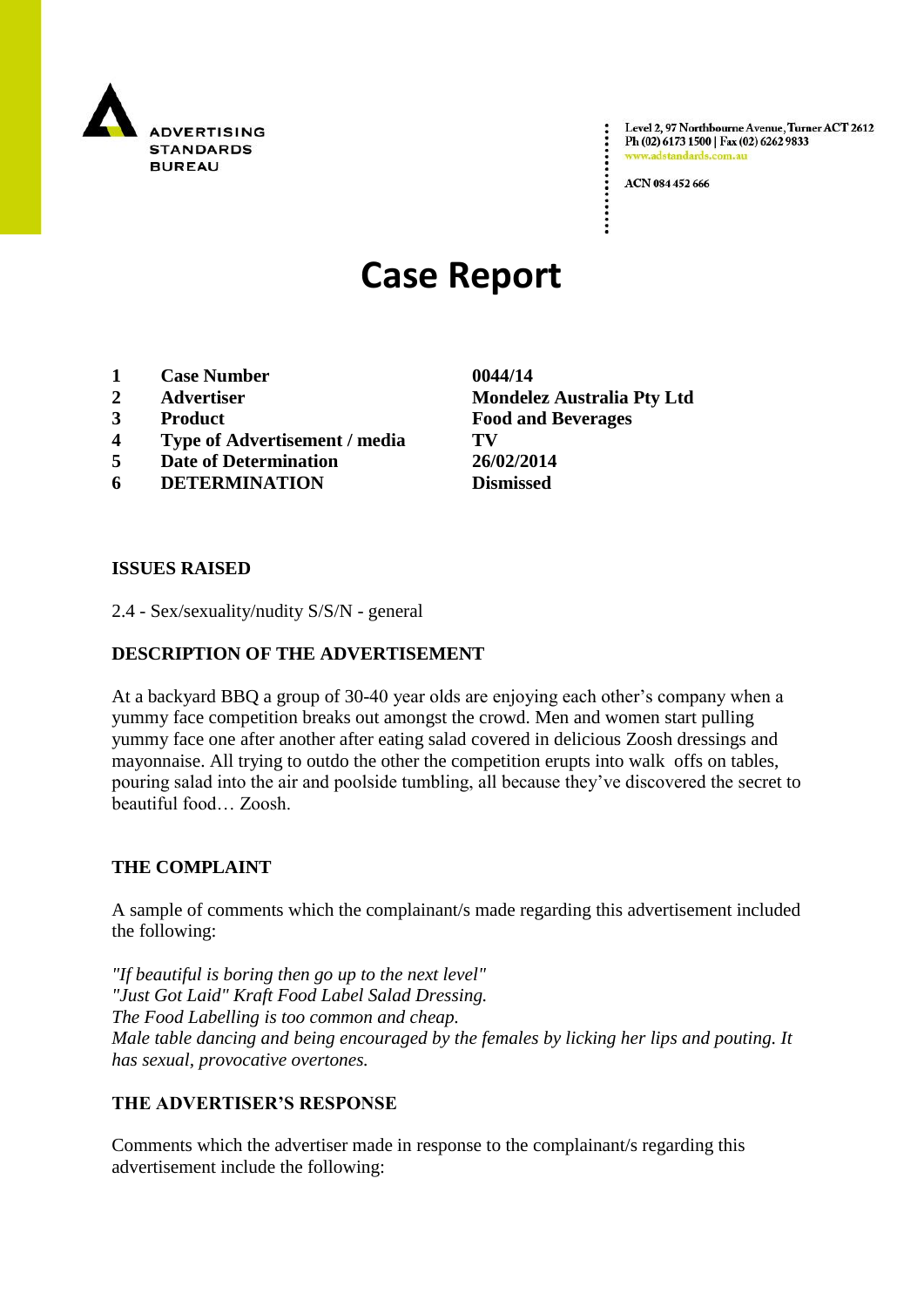ADVERTISING STANDARDS BUREAU

Level 2, 97 Northbourne Avenue, Turner ACT 2612
Ph (02) 6173 1500 | Fax (02) 6262 9833
www.adstandards.com.au

ACN 084 452 666

# Case Report

| | | |
|---|---|---|
| **1** | **Case Number** | **0044/14** |
| **2** | **Advertiser** | **Mondelez Australia Pty Ltd** |
| **3** | **Product** | **Food and Beverages** |
| **4** | **Type of Advertisement / media** | **TV** |
| **5** | **Date of Determination** | **26/02/2014** |
| **6** | **DETERMINATION** | **Dismissed** |

**ISSUES RAISED**

2.4 - Sex/sexuality/nudity S/S/N - general

**DESCRIPTION OF THE ADVERTISEMENT**

At a backyard BBQ a group of 30-40 year olds are enjoying each other's company when a yummy face competition breaks out amongst the crowd. Men and women start pulling yummy face one after another after eating salad covered in delicious Zoosh dressings and mayonnaise. All trying to outdo the other the competition erupts into walk offs on tables, pouring salad into the air and poolside tumbling, all because they've discovered the secret to beautiful food… Zoosh.

**THE COMPLAINT**

A sample of comments which the complainant/s made regarding this advertisement included the following:

*"If beautiful is boring then go up to the next level"*
*"Just Got Laid" Kraft Food Label Salad Dressing.*
*The Food Labelling is too common and cheap.*
*Male table dancing and being encouraged by the females by licking her lips and pouting. It has sexual, provocative overtones.*

**THE ADVERTISER'S RESPONSE**

Comments which the advertiser made in response to the complainant/s regarding this advertisement include the following: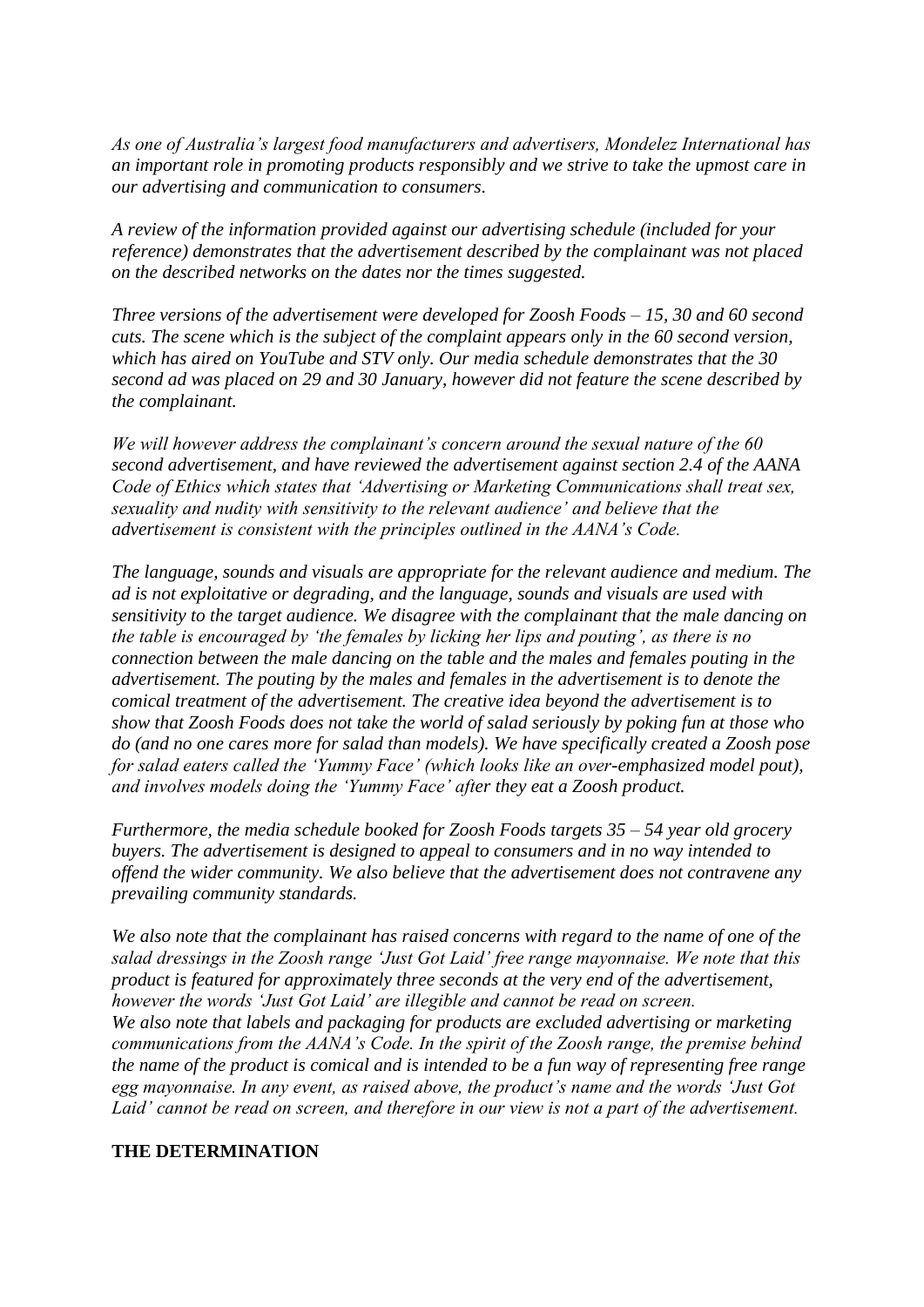*As one of Australia's largest food manufacturers and advertisers, Mondelez International has an important role in promoting products responsibly and we strive to take the upmost care in our advertising and communication to consumers.*

*A review of the information provided against our advertising schedule (included for your reference) demonstrates that the advertisement described by the complainant was not placed on the described networks on the dates nor the times suggested.*

*Three versions of the advertisement were developed for Zoosh Foods – 15, 30 and 60 second cuts. The scene which is the subject of the complaint appears only in the 60 second version, which has aired on YouTube and STV only. Our media schedule demonstrates that the 30 second ad was placed on 29 and 30 January, however did not feature the scene described by the complainant.*

*We will however address the complainant's concern around the sexual nature of the 60 second advertisement, and have reviewed the advertisement against section 2.4 of the AANA Code of Ethics which states that 'Advertising or Marketing Communications shall treat sex, sexuality and nudity with sensitivity to the relevant audience' and believe that the advertisement is consistent with the principles outlined in the AANA's Code.*

*The language, sounds and visuals are appropriate for the relevant audience and medium. The ad is not exploitative or degrading, and the language, sounds and visuals are used with sensitivity to the target audience. We disagree with the complainant that the male dancing on the table is encouraged by 'the females by licking her lips and pouting', as there is no connection between the male dancing on the table and the males and females pouting in the advertisement. The pouting by the males and females in the advertisement is to denote the comical treatment of the advertisement. The creative idea beyond the advertisement is to show that Zoosh Foods does not take the world of salad seriously by poking fun at those who do (and no one cares more for salad than models). We have specifically created a Zoosh pose for salad eaters called the 'Yummy Face' (which looks like an over-emphasized model pout), and involves models doing the 'Yummy Face' after they eat a Zoosh product.*

*Furthermore, the media schedule booked for Zoosh Foods targets 35 – 54 year old grocery buyers. The advertisement is designed to appeal to consumers and in no way intended to offend the wider community. We also believe that the advertisement does not contravene any prevailing community standards.*

*We also note that the complainant has raised concerns with regard to the name of one of the salad dressings in the Zoosh range 'Just Got Laid' free range mayonnaise. We note that this product is featured for approximately three seconds at the very end of the advertisement, however the words 'Just Got Laid' are illegible and cannot be read on screen.*
*We also note that labels and packaging for products are excluded advertising or marketing communications from the AANA's Code. In the spirit of the Zoosh range, the premise behind the name of the product is comical and is intended to be a fun way of representing free range egg mayonnaise. In any event, as raised above, the product's name and the words 'Just Got Laid' cannot be read on screen, and therefore in our view is not a part of the advertisement.*

**THE DETERMINATION**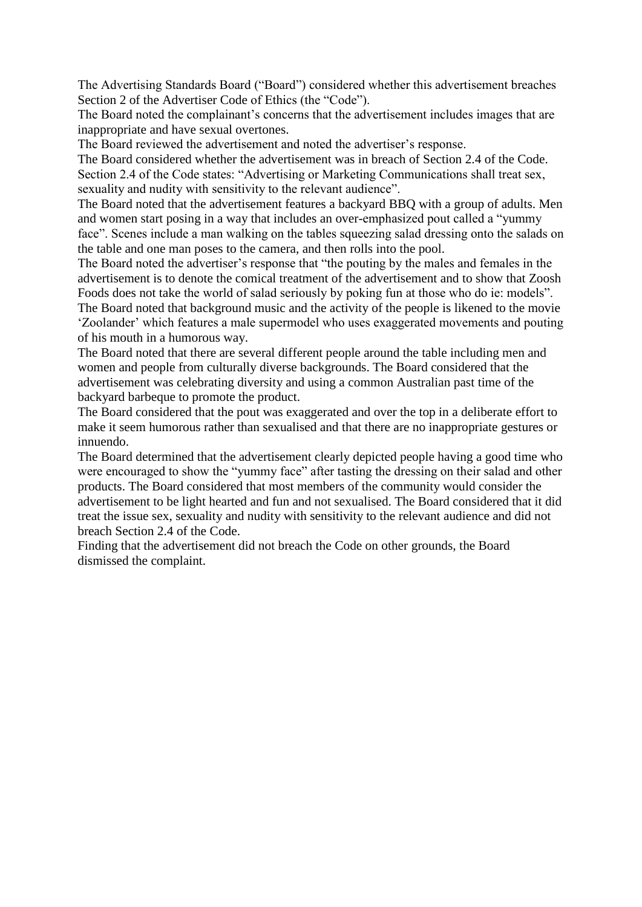The Advertising Standards Board ("Board") considered whether this advertisement breaches Section 2 of the Advertiser Code of Ethics (the "Code").

The Board noted the complainant's concerns that the advertisement includes images that are inappropriate and have sexual overtones.

The Board reviewed the advertisement and noted the advertiser's response.

The Board considered whether the advertisement was in breach of Section 2.4 of the Code. Section 2.4 of the Code states: "Advertising or Marketing Communications shall treat sex, sexuality and nudity with sensitivity to the relevant audience".

The Board noted that the advertisement features a backyard BBQ with a group of adults. Men and women start posing in a way that includes an over-emphasized pout called a "yummy face". Scenes include a man walking on the tables squeezing salad dressing onto the salads on the table and one man poses to the camera, and then rolls into the pool.

The Board noted the advertiser's response that "the pouting by the males and females in the advertisement is to denote the comical treatment of the advertisement and to show that Zoosh Foods does not take the world of salad seriously by poking fun at those who do ie: models".

The Board noted that background music and the activity of the people is likened to the movie 'Zoolander' which features a male supermodel who uses exaggerated movements and pouting of his mouth in a humorous way.

The Board noted that there are several different people around the table including men and women and people from culturally diverse backgrounds. The Board considered that the advertisement was celebrating diversity and using a common Australian past time of the backyard barbeque to promote the product.

The Board considered that the pout was exaggerated and over the top in a deliberate effort to make it seem humorous rather than sexualised and that there are no inappropriate gestures or innuendo.

The Board determined that the advertisement clearly depicted people having a good time who were encouraged to show the "yummy face" after tasting the dressing on their salad and other products. The Board considered that most members of the community would consider the advertisement to be light hearted and fun and not sexualised. The Board considered that it did treat the issue sex, sexuality and nudity with sensitivity to the relevant audience and did not breach Section 2.4 of the Code.

Finding that the advertisement did not breach the Code on other grounds, the Board dismissed the complaint.